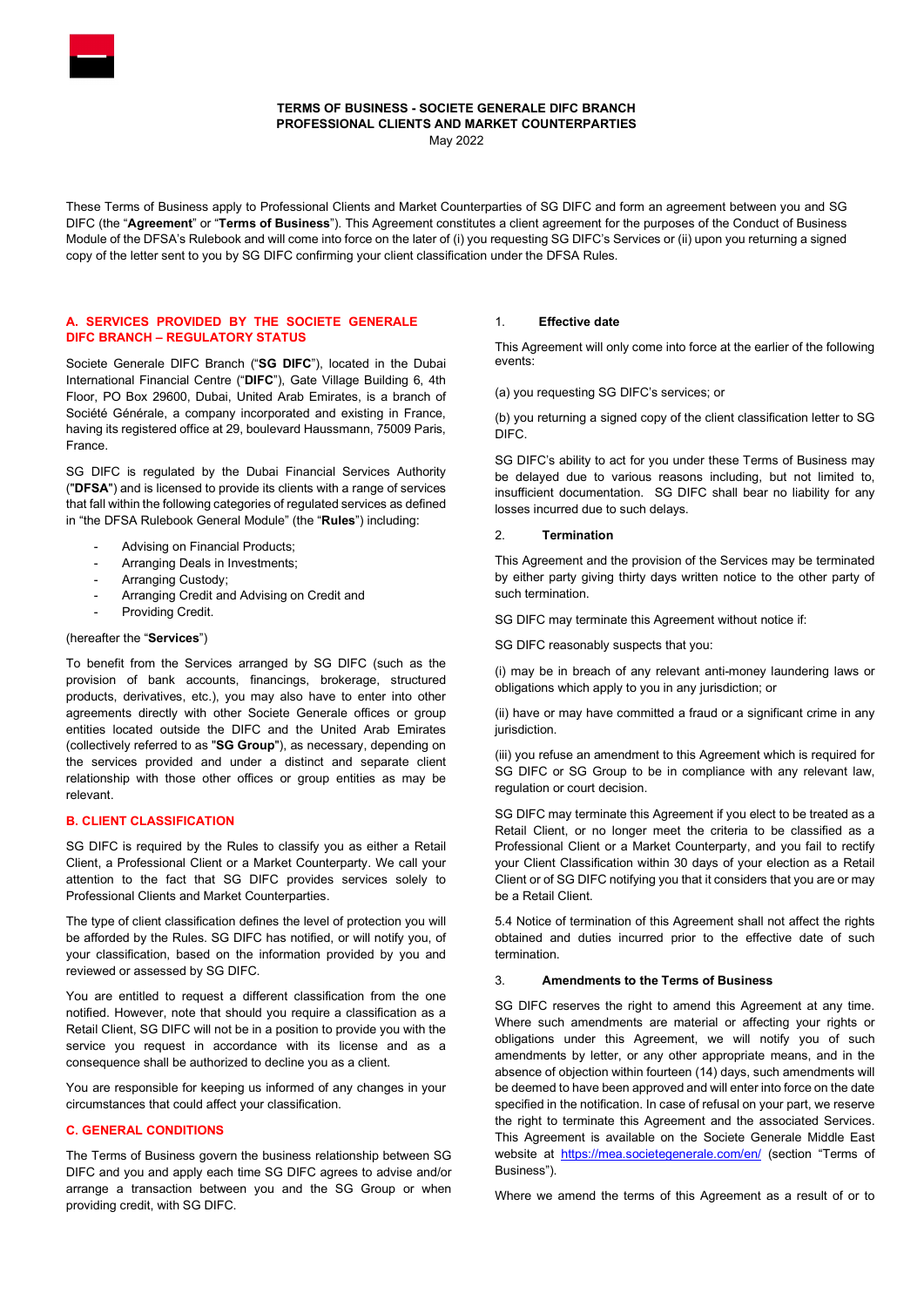**TERMS OF BUSINESS - SOCIETE GENERALE DIFC BRANCH**
**PROFESSIONAL CLIENTS AND MARKET COUNTERPARTIES**
May 2022

These Terms of Business apply to Professional Clients and Market Counterparties of SG DIFC and form an agreement between you and SG DIFC (the "**Agreement**" or "**Terms of Business**"). This Agreement constitutes a client agreement for the purposes of the Conduct of Business Module of the DFSA's Rulebook and will come into force on the later of (i) you requesting SG DIFC's Services or (ii) upon you returning a signed copy of the letter sent to you by SG DIFC confirming your client classification under the DFSA Rules.

## A. SERVICES PROVIDED BY THE SOCIETE GENERALE DIFC BRANCH – REGULATORY STATUS

Societe Generale DIFC Branch ("**SG DIFC**"), located in the Dubai International Financial Centre ("**DIFC**"), Gate Village Building 6, 4th Floor, PO Box 29600, Dubai, United Arab Emirates, is a branch of Société Générale, a company incorporated and existing in France, having its registered office at 29, boulevard Haussmann, 75009 Paris, France.

SG DIFC is regulated by the Dubai Financial Services Authority ("**DFSA**") and is licensed to provide its clients with a range of services that fall within the following categories of regulated services as defined in "the DFSA Rulebook General Module" (the "**Rules**") including:

- Advising on Financial Products;
- Arranging Deals in Investments;
- Arranging Custody;
- Arranging Credit and Advising on Credit and
- Providing Credit.

(hereafter the "**Services**")

To benefit from the Services arranged by SG DIFC (such as the provision of bank accounts, financings, brokerage, structured products, derivatives, etc.), you may also have to enter into other agreements directly with other Societe Generale offices or group entities located outside the DIFC and the United Arab Emirates (collectively referred to as "**SG Group**"), as necessary, depending on the services provided and under a distinct and separate client relationship with those other offices or group entities as may be relevant.

## B. CLIENT CLASSIFICATION

SG DIFC is required by the Rules to classify you as either a Retail Client, a Professional Client or a Market Counterparty. We call your attention to the fact that SG DIFC provides services solely to Professional Clients and Market Counterparties.

The type of client classification defines the level of protection you will be afforded by the Rules. SG DIFC has notified, or will notify you, of your classification, based on the information provided by you and reviewed or assessed by SG DIFC.

You are entitled to request a different classification from the one notified. However, note that should you require a classification as a Retail Client, SG DIFC will not be in a position to provide you with the service you request in accordance with its license and as a consequence shall be authorized to decline you as a client.

You are responsible for keeping us informed of any changes in your circumstances that could affect your classification.

## C. GENERAL CONDITIONS

The Terms of Business govern the business relationship between SG DIFC and you and apply each time SG DIFC agrees to advise and/or arrange a transaction between you and the SG Group or when providing credit, with SG DIFC.

### 1. Effective date

This Agreement will only come into force at the earlier of the following events:

(a) you requesting SG DIFC's services; or

(b) you returning a signed copy of the client classification letter to SG DIFC.

SG DIFC's ability to act for you under these Terms of Business may be delayed due to various reasons including, but not limited to, insufficient documentation. SG DIFC shall bear no liability for any losses incurred due to such delays.

### 2. Termination

This Agreement and the provision of the Services may be terminated by either party giving thirty days written notice to the other party of such termination.

SG DIFC may terminate this Agreement without notice if:

SG DIFC reasonably suspects that you:

(i) may be in breach of any relevant anti-money laundering laws or obligations which apply to you in any jurisdiction; or

(ii) have or may have committed a fraud or a significant crime in any jurisdiction.

(iii) you refuse an amendment to this Agreement which is required for SG DIFC or SG Group to be in compliance with any relevant law, regulation or court decision.

SG DIFC may terminate this Agreement if you elect to be treated as a Retail Client, or no longer meet the criteria to be classified as a Professional Client or a Market Counterparty, and you fail to rectify your Client Classification within 30 days of your election as a Retail Client or of SG DIFC notifying you that it considers that you are or may be a Retail Client.

5.4 Notice of termination of this Agreement shall not affect the rights obtained and duties incurred prior to the effective date of such termination.

### 3. Amendments to the Terms of Business

SG DIFC reserves the right to amend this Agreement at any time. Where such amendments are material or affecting your rights or obligations under this Agreement, we will notify you of such amendments by letter, or any other appropriate means, and in the absence of objection within fourteen (14) days, such amendments will be deemed to have been approved and will enter into force on the date specified in the notification. In case of refusal on your part, we reserve the right to terminate this Agreement and the associated Services. This Agreement is available on the Societe Generale Middle East website at https://mea.societegenerale.com/en/ (section "Terms of Business").

Where we amend the terms of this Agreement as a result of or to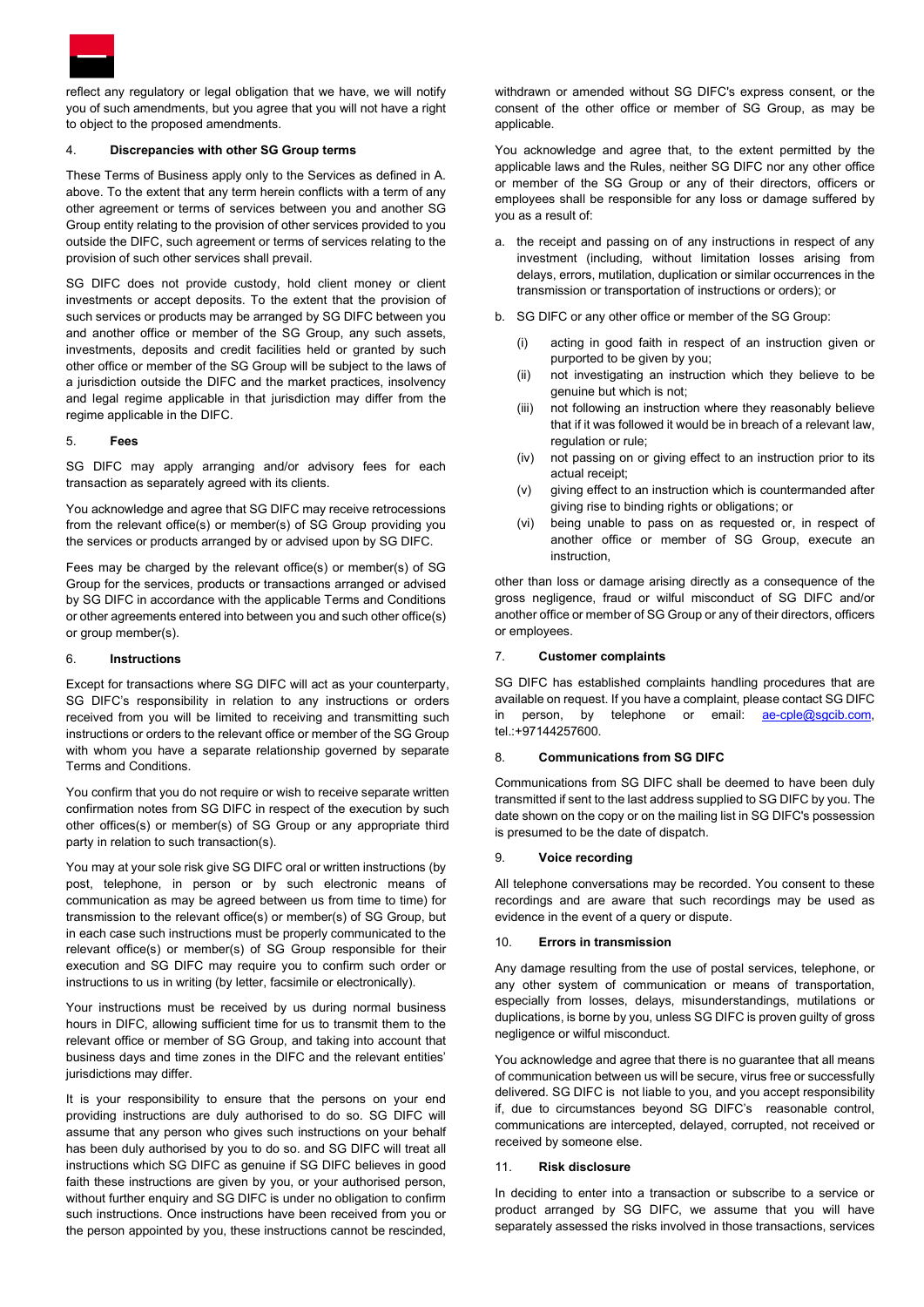reflect any regulatory or legal obligation that we have, we will notify you of such amendments, but you agree that you will not have a right to object to the proposed amendments.

4. **Discrepancies with other SG Group terms**

These Terms of Business apply only to the Services as defined in A. above. To the extent that any term herein conflicts with a term of any other agreement or terms of services between you and another SG Group entity relating to the provision of other services provided to you outside the DIFC, such agreement or terms of services relating to the provision of such other services shall prevail.

SG DIFC does not provide custody, hold client money or client investments or accept deposits. To the extent that the provision of such services or products may be arranged by SG DIFC between you and another office or member of the SG Group, any such assets, investments, deposits and credit facilities held or granted by such other office or member of the SG Group will be subject to the laws of a jurisdiction outside the DIFC and the market practices, insolvency and legal regime applicable in that jurisdiction may differ from the regime applicable in the DIFC.

5. **Fees**

SG DIFC may apply arranging and/or advisory fees for each transaction as separately agreed with its clients.

You acknowledge and agree that SG DIFC may receive retrocessions from the relevant office(s) or member(s) of SG Group providing you the services or products arranged by or advised upon by SG DIFC.

Fees may be charged by the relevant office(s) or member(s) of SG Group for the services, products or transactions arranged or advised by SG DIFC in accordance with the applicable Terms and Conditions or other agreements entered into between you and such other office(s) or group member(s).

6. **Instructions**

Except for transactions where SG DIFC will act as your counterparty, SG DIFC's responsibility in relation to any instructions or orders received from you will be limited to receiving and transmitting such instructions or orders to the relevant office or member of the SG Group with whom you have a separate relationship governed by separate Terms and Conditions.

You confirm that you do not require or wish to receive separate written confirmation notes from SG DIFC in respect of the execution by such other offices(s) or member(s) of SG Group or any appropriate third party in relation to such transaction(s).

You may at your sole risk give SG DIFC oral or written instructions (by post, telephone, in person or by such electronic means of communication as may be agreed between us from time to time) for transmission to the relevant office(s) or member(s) of SG Group, but in each case such instructions must be properly communicated to the relevant office(s) or member(s) of SG Group responsible for their execution and SG DIFC may require you to confirm such order or instructions to us in writing (by letter, facsimile or electronically).

Your instructions must be received by us during normal business hours in DIFC, allowing sufficient time for us to transmit them to the relevant office or member of SG Group, and taking into account that business days and time zones in the DIFC and the relevant entities' jurisdictions may differ.

It is your responsibility to ensure that the persons on your end providing instructions are duly authorised to do so. SG DIFC will assume that any person who gives such instructions on your behalf has been duly authorised by you to do so. and SG DIFC will treat all instructions which SG DIFC as genuine if SG DIFC believes in good faith these instructions are given by you, or your authorised person, without further enquiry and SG DIFC is under no obligation to confirm such instructions. Once instructions have been received from you or the person appointed by you, these instructions cannot be rescinded, withdrawn or amended without SG DIFC's express consent, or the consent of the other office or member of SG Group, as may be applicable.

You acknowledge and agree that, to the extent permitted by the applicable laws and the Rules, neither SG DIFC nor any other office or member of the SG Group or any of their directors, officers or employees shall be responsible for any loss or damage suffered by you as a result of:

a. the receipt and passing on of any instructions in respect of any investment (including, without limitation losses arising from delays, errors, mutilation, duplication or similar occurrences in the transmission or transportation of instructions or orders); or

b. SG DIFC or any other office or member of the SG Group:

   (i) acting in good faith in respect of an instruction given or purported to be given by you;
   (ii) not investigating an instruction which they believe to be genuine but which is not;
   (iii) not following an instruction where they reasonably believe that if it was followed it would be in breach of a relevant law, regulation or rule;
   (iv) not passing on or giving effect to an instruction prior to its actual receipt;
   (v) giving effect to an instruction which is countermanded after giving rise to binding rights or obligations; or
   (vi) being unable to pass on as requested or, in respect of another office or member of SG Group, execute an instruction,

other than loss or damage arising directly as a consequence of the gross negligence, fraud or wilful misconduct of SG DIFC and/or another office or member of SG Group or any of their directors, officers or employees.

7. **Customer complaints**

SG DIFC has established complaints handling procedures that are available on request. If you have a complaint, please contact SG DIFC in person, by telephone or email: ae-cple@sgcib.com, tel.:+97144257600.

8. **Communications from SG DIFC**

Communications from SG DIFC shall be deemed to have been duly transmitted if sent to the last address supplied to SG DIFC by you. The date shown on the copy or on the mailing list in SG DIFC's possession is presumed to be the date of dispatch.

9. **Voice recording**

All telephone conversations may be recorded. You consent to these recordings and are aware that such recordings may be used as evidence in the event of a query or dispute.

10. **Errors in transmission**

Any damage resulting from the use of postal services, telephone, or any other system of communication or means of transportation, especially from losses, delays, misunderstandings, mutilations or duplications, is borne by you, unless SG DIFC is proven guilty of gross negligence or wilful misconduct.

You acknowledge and agree that there is no guarantee that all means of communication between us will be secure, virus free or successfully delivered. SG DIFC is not liable to you, and you accept responsibility if, due to circumstances beyond SG DIFC's reasonable control, communications are intercepted, delayed, corrupted, not received or received by someone else.

11. **Risk disclosure**

In deciding to enter into a transaction or subscribe to a service or product arranged by SG DIFC, we assume that you will have separately assessed the risks involved in those transactions, services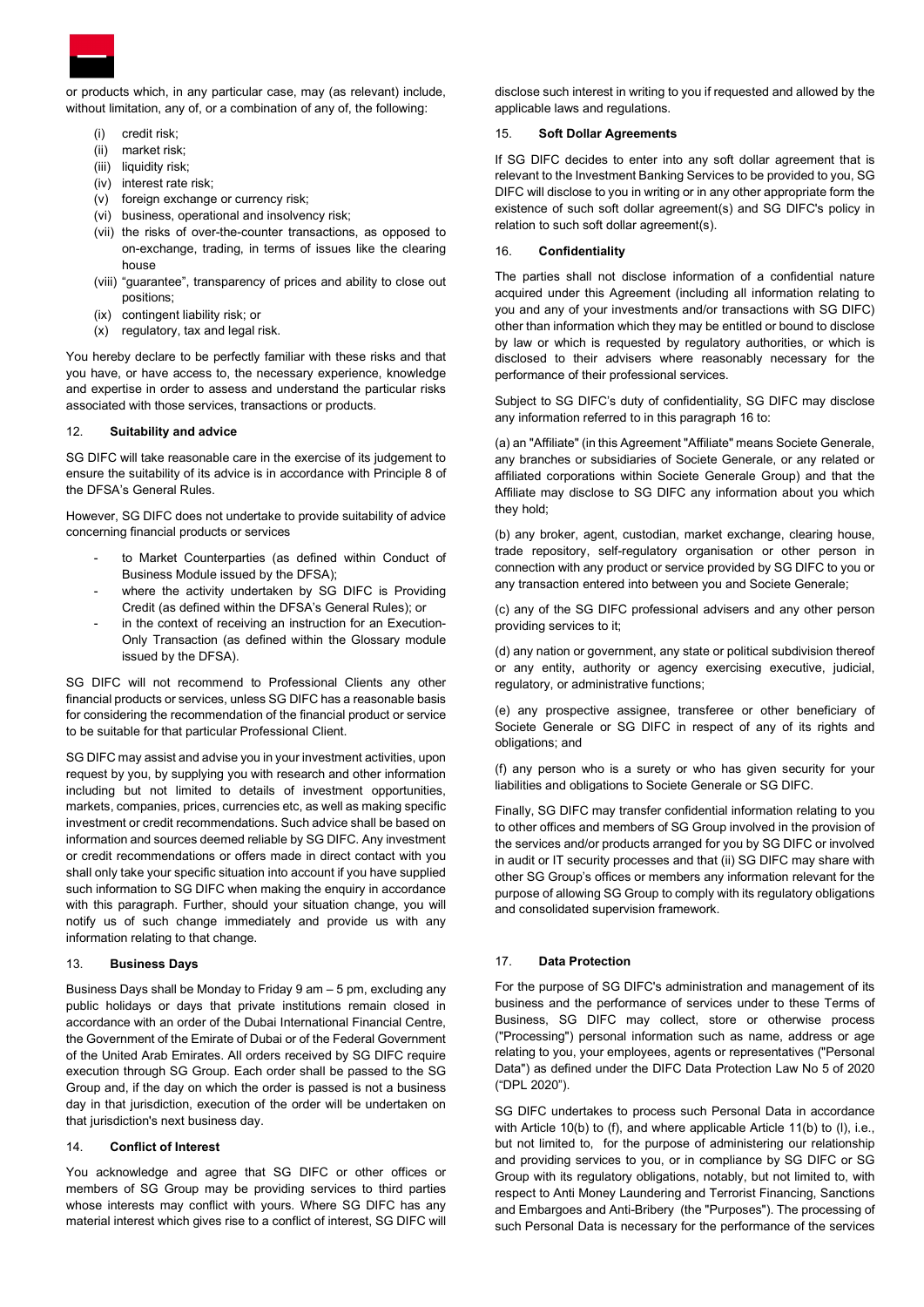or products which, in any particular case, may (as relevant) include, without limitation, any of, or a combination of any of, the following:

- (i) credit risk;
- (ii) market risk;
- (iii) liquidity risk;
- (iv) interest rate risk;
- (v) foreign exchange or currency risk;
- (vi) business, operational and insolvency risk;
- (vii) the risks of over-the-counter transactions, as opposed to on-exchange, trading, in terms of issues like the clearing house
- (viii) "guarantee", transparency of prices and ability to close out positions;
- (ix) contingent liability risk; or
- (x) regulatory, tax and legal risk.

You hereby declare to be perfectly familiar with these risks and that you have, or have access to, the necessary experience, knowledge and expertise in order to assess and understand the particular risks associated with those services, transactions or products.

## 12. Suitability and advice

SG DIFC will take reasonable care in the exercise of its judgement to ensure the suitability of its advice is in accordance with Principle 8 of the DFSA's General Rules.

However, SG DIFC does not undertake to provide suitability of advice concerning financial products or services

- to Market Counterparties (as defined within Conduct of Business Module issued by the DFSA);
- where the activity undertaken by SG DIFC is Providing Credit (as defined within the DFSA's General Rules); or
- in the context of receiving an instruction for an Execution-Only Transaction (as defined within the Glossary module issued by the DFSA).

SG DIFC will not recommend to Professional Clients any other financial products or services, unless SG DIFC has a reasonable basis for considering the recommendation of the financial product or service to be suitable for that particular Professional Client.

SG DIFC may assist and advise you in your investment activities, upon request by you, by supplying you with research and other information including but not limited to details of investment opportunities, markets, companies, prices, currencies etc, as well as making specific investment or credit recommendations. Such advice shall be based on information and sources deemed reliable by SG DIFC. Any investment or credit recommendations or offers made in direct contact with you shall only take your specific situation into account if you have supplied such information to SG DIFC when making the enquiry in accordance with this paragraph. Further, should your situation change, you will notify us of such change immediately and provide us with any information relating to that change.

## 13. Business Days

Business Days shall be Monday to Friday 9 am – 5 pm, excluding any public holidays or days that private institutions remain closed in accordance with an order of the Dubai International Financial Centre, the Government of the Emirate of Dubai or of the Federal Government of the United Arab Emirates. All orders received by SG DIFC require execution through SG Group. Each order shall be passed to the SG Group and, if the day on which the order is passed is not a business day in that jurisdiction, execution of the order will be undertaken on that jurisdiction's next business day.

## 14. Conflict of Interest

You acknowledge and agree that SG DIFC or other offices or members of SG Group may be providing services to third parties whose interests may conflict with yours. Where SG DIFC has any material interest which gives rise to a conflict of interest, SG DIFC will disclose such interest in writing to you if requested and allowed by the applicable laws and regulations.

## 15. Soft Dollar Agreements

If SG DIFC decides to enter into any soft dollar agreement that is relevant to the Investment Banking Services to be provided to you, SG DIFC will disclose to you in writing or in any other appropriate form the existence of such soft dollar agreement(s) and SG DIFC's policy in relation to such soft dollar agreement(s).

## 16. Confidentiality

The parties shall not disclose information of a confidential nature acquired under this Agreement (including all information relating to you and any of your investments and/or transactions with SG DIFC) other than information which they may be entitled or bound to disclose by law or which is requested by regulatory authorities, or which is disclosed to their advisers where reasonably necessary for the performance of their professional services.

Subject to SG DIFC's duty of confidentiality, SG DIFC may disclose any information referred to in this paragraph 16 to:

(a) an "Affiliate" (in this Agreement "Affiliate" means Societe Generale, any branches or subsidiaries of Societe Generale, or any related or affiliated corporations within Societe Generale Group) and that the Affiliate may disclose to SG DIFC any information about you which they hold;

(b) any broker, agent, custodian, market exchange, clearing house, trade repository, self-regulatory organisation or other person in connection with any product or service provided by SG DIFC to you or any transaction entered into between you and Societe Generale;

(c) any of the SG DIFC professional advisers and any other person providing services to it;

(d) any nation or government, any state or political subdivision thereof or any entity, authority or agency exercising executive, judicial, regulatory, or administrative functions;

(e) any prospective assignee, transferee or other beneficiary of Societe Generale or SG DIFC in respect of any of its rights and obligations; and

(f) any person who is a surety or who has given security for your liabilities and obligations to Societe Generale or SG DIFC.

Finally, SG DIFC may transfer confidential information relating to you to other offices and members of SG Group involved in the provision of the services and/or products arranged for you by SG DIFC or involved in audit or IT security processes and that (ii) SG DIFC may share with other SG Group's offices or members any information relevant for the purpose of allowing SG Group to comply with its regulatory obligations and consolidated supervision framework.

## 17. Data Protection

For the purpose of SG DIFC's administration and management of its business and the performance of services under to these Terms of Business, SG DIFC may collect, store or otherwise process ("Processing") personal information such as name, address or age relating to you, your employees, agents or representatives ("Personal Data") as defined under the DIFC Data Protection Law No 5 of 2020 ("DPL 2020").

SG DIFC undertakes to process such Personal Data in accordance with Article 10(b) to (f), and where applicable Article 11(b) to (l), i.e., but not limited to, for the purpose of administering our relationship and providing services to you, or in compliance by SG DIFC or SG Group with its regulatory obligations, notably, but not limited to, with respect to Anti Money Laundering and Terrorist Financing, Sanctions and Embargoes and Anti-Bribery (the "Purposes"). The processing of such Personal Data is necessary for the performance of the services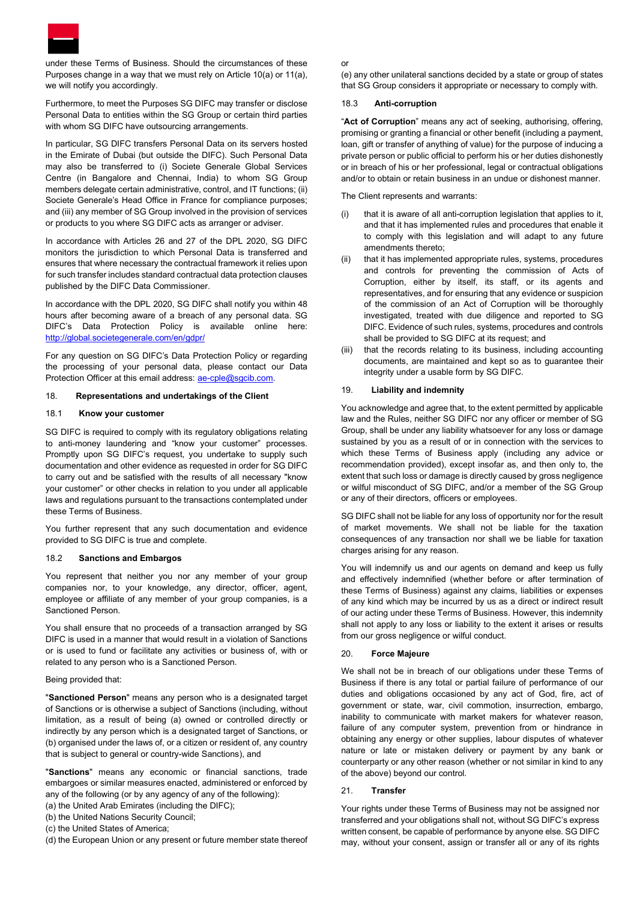under these Terms of Business. Should the circumstances of these Purposes change in a way that we must rely on Article 10(a) or 11(a), we will notify you accordingly.

Furthermore, to meet the Purposes SG DIFC may transfer or disclose Personal Data to entities within the SG Group or certain third parties with whom SG DIFC have outsourcing arrangements.

In particular, SG DIFC transfers Personal Data on its servers hosted in the Emirate of Dubai (but outside the DIFC). Such Personal Data may also be transferred to (i) Societe Generale Global Services Centre (in Bangalore and Chennai, India) to whom SG Group members delegate certain administrative, control, and IT functions; (ii) Societe Generale's Head Office in France for compliance purposes; and (iii) any member of SG Group involved in the provision of services or products to you where SG DIFC acts as arranger or adviser.

In accordance with Articles 26 and 27 of the DPL 2020, SG DIFC monitors the jurisdiction to which Personal Data is transferred and ensures that where necessary the contractual framework it relies upon for such transfer includes standard contractual data protection clauses published by the DIFC Data Commissioner.

In accordance with the DPL 2020, SG DIFC shall notify you within 48 hours after becoming aware of a breach of any personal data. SG DIFC's Data Protection Policy is available online here: http://global.societegenerale.com/en/gdpr/

For any question on SG DIFC's Data Protection Policy or regarding the processing of your personal data, please contact our Data Protection Officer at this email address: ae-cple@sgcib.com.

## 18. Representations and undertakings of the Client

### 18.1 Know your customer

SG DIFC is required to comply with its regulatory obligations relating to anti-money laundering and "know your customer" processes. Promptly upon SG DIFC's request, you undertake to supply such documentation and other evidence as requested in order for SG DIFC to carry out and be satisfied with the results of all necessary "know your customer" or other checks in relation to you under all applicable laws and regulations pursuant to the transactions contemplated under these Terms of Business.

You further represent that any such documentation and evidence provided to SG DIFC is true and complete.

### 18.2 Sanctions and Embargos

You represent that neither you nor any member of your group companies nor, to your knowledge, any director, officer, agent, employee or affiliate of any member of your group companies, is a Sanctioned Person.

You shall ensure that no proceeds of a transaction arranged by SG DIFC is used in a manner that would result in a violation of Sanctions or is used to fund or facilitate any activities or business of, with or related to any person who is a Sanctioned Person.

Being provided that:

"**Sanctioned Person**" means any person who is a designated target of Sanctions or is otherwise a subject of Sanctions (including, without limitation, as a result of being (a) owned or controlled directly or indirectly by any person which is a designated target of Sanctions, or (b) organised under the laws of, or a citizen or resident of, any country that is subject to general or country-wide Sanctions), and

"**Sanctions**" means any economic or financial sanctions, trade embargoes or similar measures enacted, administered or enforced by any of the following (or by any agency of any of the following):
(a) the United Arab Emirates (including the DIFC);
(b) the United Nations Security Council;
(c) the United States of America;
(d) the European Union or any present or future member state thereof or
(e) any other unilateral sanctions decided by a state or group of states that SG Group considers it appropriate or necessary to comply with.

### 18.3 Anti-corruption

"**Act of Corruption**" means any act of seeking, authorising, offering, promising or granting a financial or other benefit (including a payment, loan, gift or transfer of anything of value) for the purpose of inducing a private person or public official to perform his or her duties dishonestly or in breach of his or her professional, legal or contractual obligations and/or to obtain or retain business in an undue or dishonest manner.

The Client represents and warrants:

(i) that it is aware of all anti-corruption legislation that applies to it, and that it has implemented rules and procedures that enable it to comply with this legislation and will adapt to any future amendments thereto;
(ii) that it has implemented appropriate rules, systems, procedures and controls for preventing the commission of Acts of Corruption, either by itself, its staff, or its agents and representatives, and for ensuring that any evidence or suspicion of the commission of an Act of Corruption will be thoroughly investigated, treated with due diligence and reported to SG DIFC. Evidence of such rules, systems, procedures and controls shall be provided to SG DIFC at its request; and
(iii) that the records relating to its business, including accounting documents, are maintained and kept so as to guarantee their integrity under a usable form by SG DIFC.

## 19. Liability and indemnity

You acknowledge and agree that, to the extent permitted by applicable law and the Rules, neither SG DIFC nor any officer or member of SG Group, shall be under any liability whatsoever for any loss or damage sustained by you as a result of or in connection with the services to which these Terms of Business apply (including any advice or recommendation provided), except insofar as, and then only to, the extent that such loss or damage is directly caused by gross negligence or wilful misconduct of SG DIFC, and/or a member of the SG Group or any of their directors, officers or employees.

SG DIFC shall not be liable for any loss of opportunity nor for the result of market movements. We shall not be liable for the taxation consequences of any transaction nor shall we be liable for taxation charges arising for any reason.

You will indemnify us and our agents on demand and keep us fully and effectively indemnified (whether before or after termination of these Terms of Business) against any claims, liabilities or expenses of any kind which may be incurred by us as a direct or indirect result of our acting under these Terms of Business. However, this indemnity shall not apply to any loss or liability to the extent it arises or results from our gross negligence or wilful conduct.

## 20. Force Majeure

We shall not be in breach of our obligations under these Terms of Business if there is any total or partial failure of performance of our duties and obligations occasioned by any act of God, fire, act of government or state, war, civil commotion, insurrection, embargo, inability to communicate with market makers for whatever reason, failure of any computer system, prevention from or hindrance in obtaining any energy or other supplies, labour disputes of whatever nature or late or mistaken delivery or payment by any bank or counterparty or any other reason (whether or not similar in kind to any of the above) beyond our control.

## 21. Transfer

Your rights under these Terms of Business may not be assigned nor transferred and your obligations shall not, without SG DIFC's express written consent, be capable of performance by anyone else. SG DIFC may, without your consent, assign or transfer all or any of its rights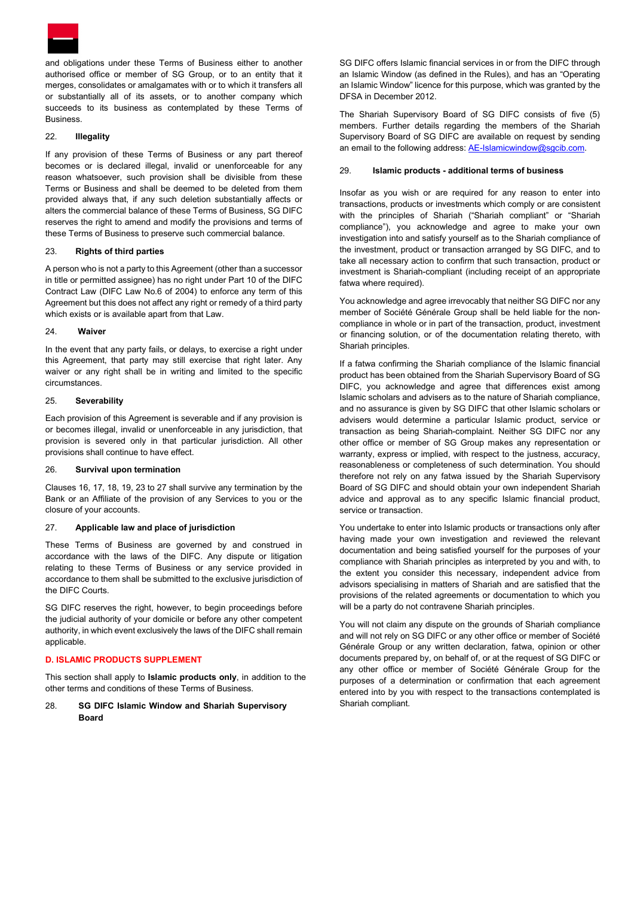and obligations under these Terms of Business either to another authorised office or member of SG Group, or to an entity that it merges, consolidates or amalgamates with or to which it transfers all or substantially all of its assets, or to another company which succeeds to its business as contemplated by these Terms of Business.

### 22. Illegality

If any provision of these Terms of Business or any part thereof becomes or is declared illegal, invalid or unenforceable for any reason whatsoever, such provision shall be divisible from these Terms or Business and shall be deemed to be deleted from them provided always that, if any such deletion substantially affects or alters the commercial balance of these Terms of Business, SG DIFC reserves the right to amend and modify the provisions and terms of these Terms of Business to preserve such commercial balance.

### 23. Rights of third parties

A person who is not a party to this Agreement (other than a successor in title or permitted assignee) has no right under Part 10 of the DIFC Contract Law (DIFC Law No.6 of 2004) to enforce any term of this Agreement but this does not affect any right or remedy of a third party which exists or is available apart from that Law.

### 24. Waiver

In the event that any party fails, or delays, to exercise a right under this Agreement, that party may still exercise that right later. Any waiver or any right shall be in writing and limited to the specific circumstances.

### 25. Severability

Each provision of this Agreement is severable and if any provision is or becomes illegal, invalid or unenforceable in any jurisdiction, that provision is severed only in that particular jurisdiction. All other provisions shall continue to have effect.

### 26. Survival upon termination

Clauses 16, 17, 18, 19, 23 to 27 shall survive any termination by the Bank or an Affiliate of the provision of any Services to you or the closure of your accounts.

### 27. Applicable law and place of jurisdiction

These Terms of Business are governed by and construed in accordance with the laws of the DIFC. Any dispute or litigation relating to these Terms of Business or any service provided in accordance to them shall be submitted to the exclusive jurisdiction of the DIFC Courts.

SG DIFC reserves the right, however, to begin proceedings before the judicial authority of your domicile or before any other competent authority, in which event exclusively the laws of the DIFC shall remain applicable.

## D. ISLAMIC PRODUCTS SUPPLEMENT

This section shall apply to **Islamic products only**, in addition to the other terms and conditions of these Terms of Business.

### 28. SG DIFC Islamic Window and Shariah Supervisory Board

SG DIFC offers Islamic financial services in or from the DIFC through an Islamic Window (as defined in the Rules), and has an "Operating an Islamic Window" licence for this purpose, which was granted by the DFSA in December 2012.

The Shariah Supervisory Board of SG DIFC consists of five (5) members. Further details regarding the members of the Shariah Supervisory Board of SG DIFC are available on request by sending an email to the following address: AE-Islamicwindow@sgcib.com.

### 29. Islamic products - additional terms of business

Insofar as you wish or are required for any reason to enter into transactions, products or investments which comply or are consistent with the principles of Shariah ("Shariah compliant" or "Shariah compliance"), you acknowledge and agree to make your own investigation into and satisfy yourself as to the Shariah compliance of the investment, product or transaction arranged by SG DIFC, and to take all necessary action to confirm that such transaction, product or investment is Shariah-compliant (including receipt of an appropriate fatwa where required).

You acknowledge and agree irrevocably that neither SG DIFC nor any member of Société Générale Group shall be held liable for the non-compliance in whole or in part of the transaction, product, investment or financing solution, or of the documentation relating thereto, with Shariah principles.

If a fatwa confirming the Shariah compliance of the Islamic financial product has been obtained from the Shariah Supervisory Board of SG DIFC, you acknowledge and agree that differences exist among Islamic scholars and advisers as to the nature of Shariah compliance, and no assurance is given by SG DIFC that other Islamic scholars or advisers would determine a particular Islamic product, service or transaction as being Shariah-complaint. Neither SG DIFC nor any other office or member of SG Group makes any representation or warranty, express or implied, with respect to the justness, accuracy, reasonableness or completeness of such determination. You should therefore not rely on any fatwa issued by the Shariah Supervisory Board of SG DIFC and should obtain your own independent Shariah advice and approval as to any specific Islamic financial product, service or transaction.

You undertake to enter into Islamic products or transactions only after having made your own investigation and reviewed the relevant documentation and being satisfied yourself for the purposes of your compliance with Shariah principles as interpreted by you and with, to the extent you consider this necessary, independent advice from advisors specialising in matters of Shariah and are satisfied that the provisions of the related agreements or documentation to which you will be a party do not contravene Shariah principles.

You will not claim any dispute on the grounds of Shariah compliance and will not rely on SG DIFC or any other office or member of Société Générale Group or any written declaration, fatwa, opinion or other documents prepared by, on behalf of, or at the request of SG DIFC or any other office or member of Société Générale Group for the purposes of a determination or confirmation that each agreement entered into by you with respect to the transactions contemplated is Shariah compliant.